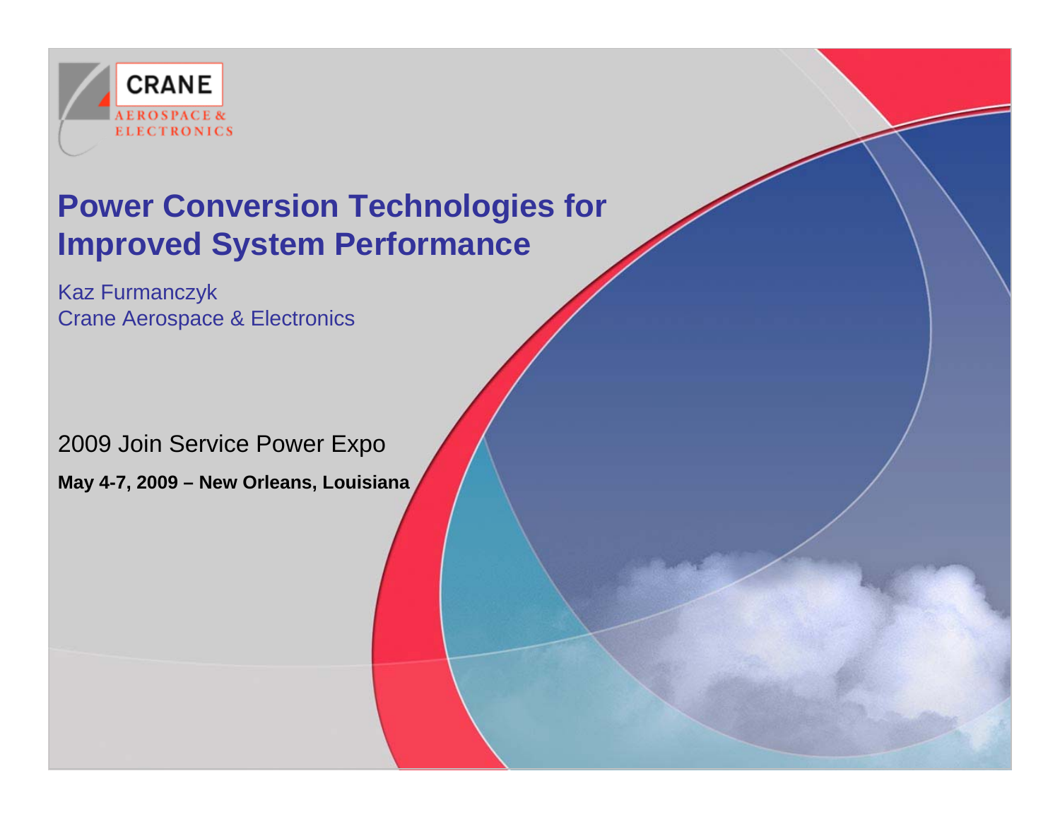CRANE
AEROSPACE & ELECTRONICS

# Power Conversion Technologies for Improved System Performance

Kaz Furmanczyk
Crane Aerospace & Electronics

2009 Join Service Power Expo

**May 4-7, 2009 – New Orleans, Louisiana**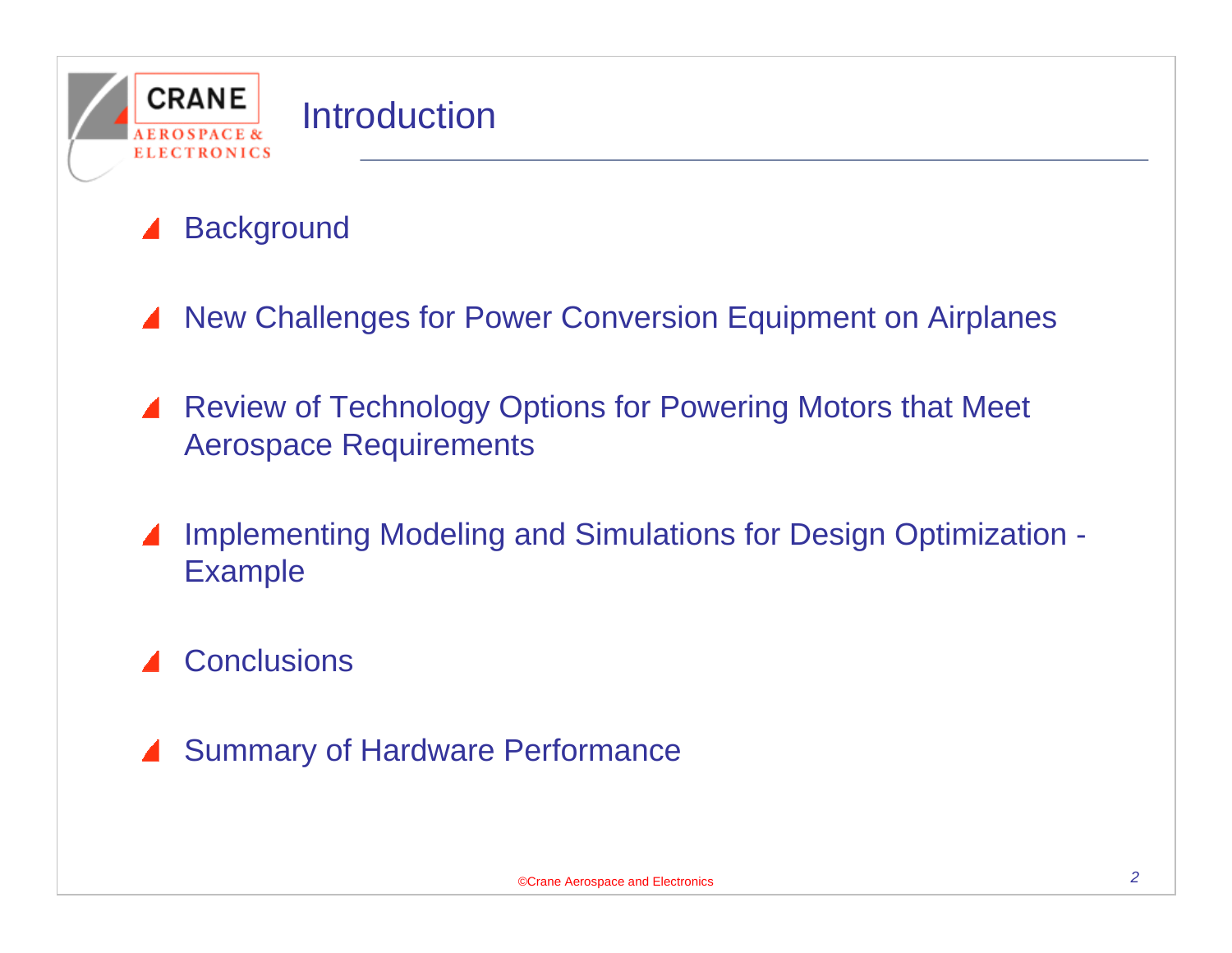# Introduction

- Background
- New Challenges for Power Conversion Equipment on Airplanes
- Review of Technology Options for Powering Motors that Meet Aerospace Requirements
- Implementing Modeling and Simulations for Design Optimization - Example
- Conclusions
- Summary of Hardware Performance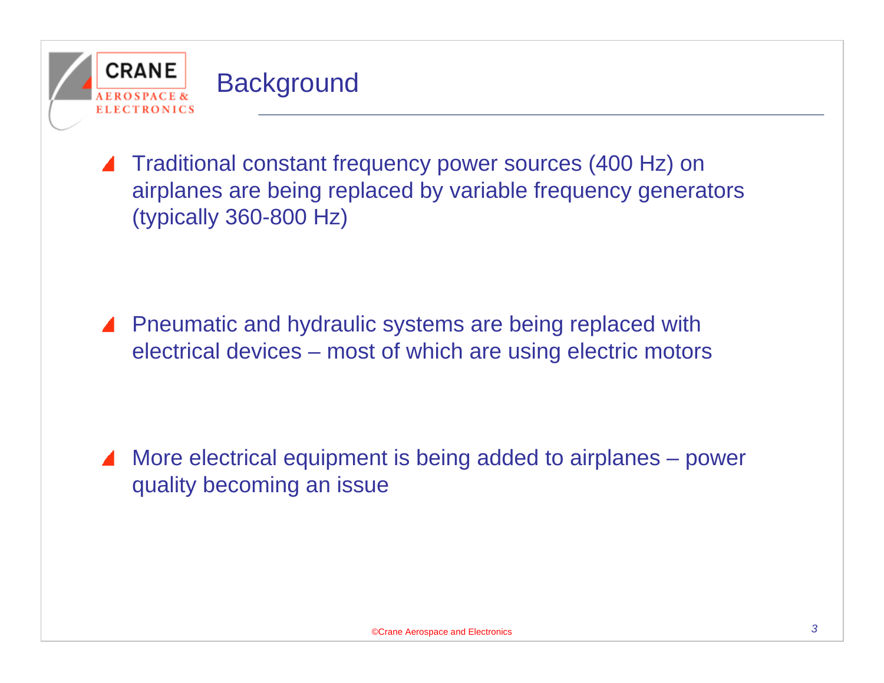# Background

- Traditional constant frequency power sources (400 Hz) on airplanes are being replaced by variable frequency generators (typically 360-800 Hz)

- Pneumatic and hydraulic systems are being replaced with electrical devices – most of which are using electric motors

- More electrical equipment is being added to airplanes – power quality becoming an issue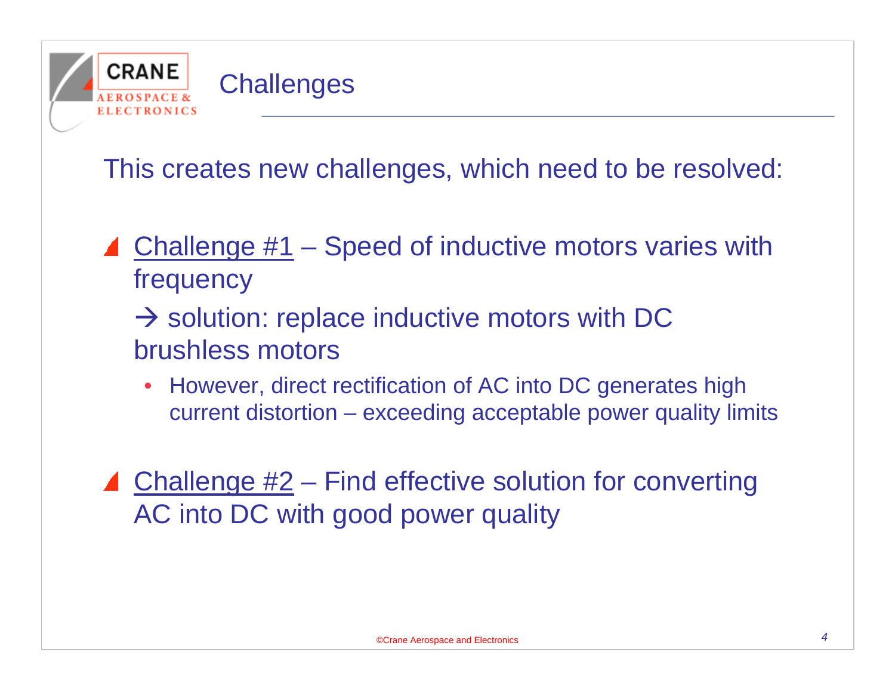# Challenges

This creates new challenges, which need to be resolved:

- Challenge #1 – Speed of inductive motors varies with frequency

  → solution: replace inductive motors with DC brushless motors

  - However, direct rectification of AC into DC generates high current distortion – exceeding acceptable power quality limits

- Challenge #2 – Find effective solution for converting AC into DC with good power quality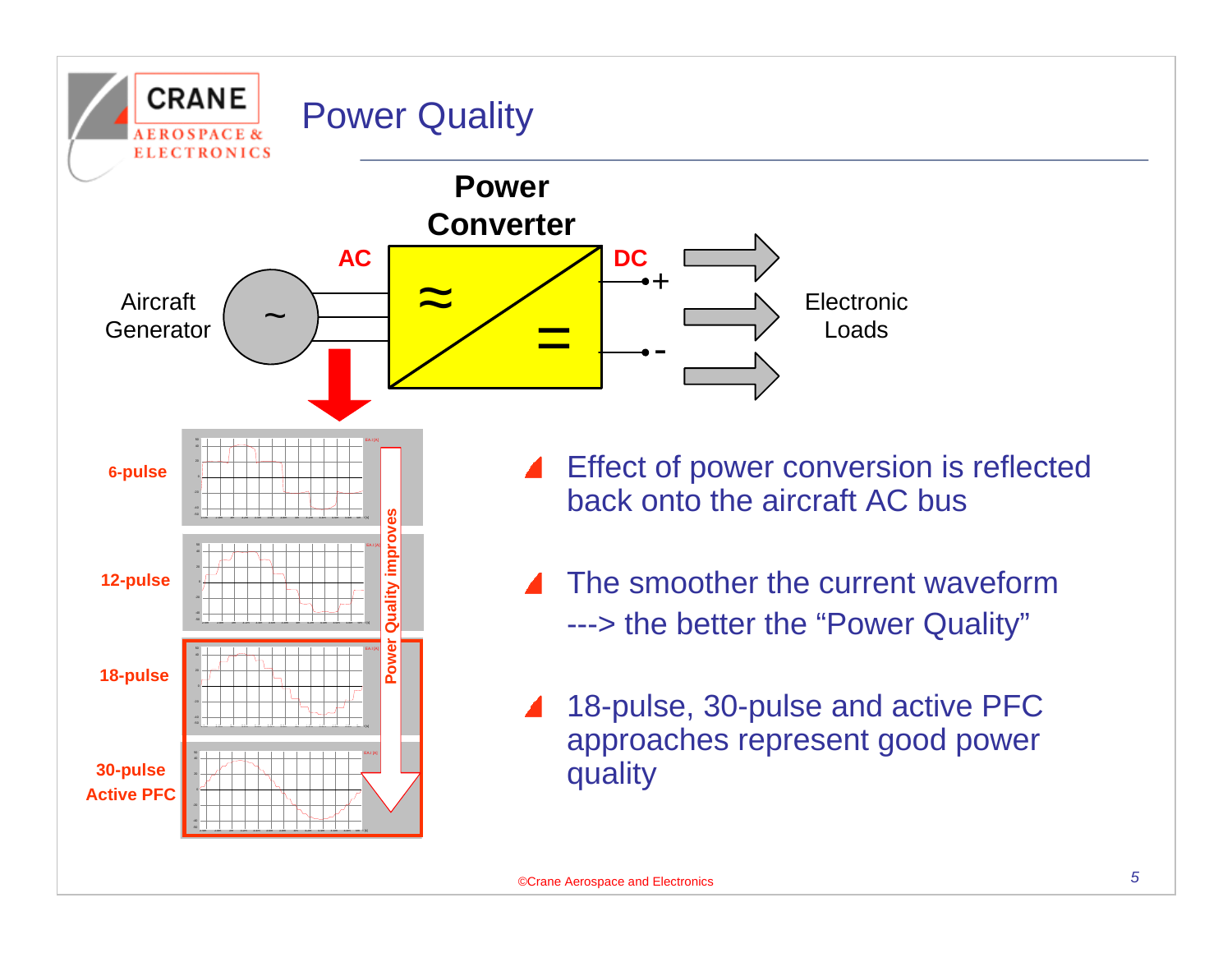# Power Quality

Power Converter

AC

DC

Aircraft Generator

Electronic Loads

6-pulse

12-pulse

18-pulse

30-pulse Active PFC

Power Quality improves

- Effect of power conversion is reflected back onto the aircraft AC bus
- The smoother the current waveform ---> the better the "Power Quality"
- 18-pulse, 30-pulse and active PFC approaches represent good power quality

©Crane Aerospace and Electronics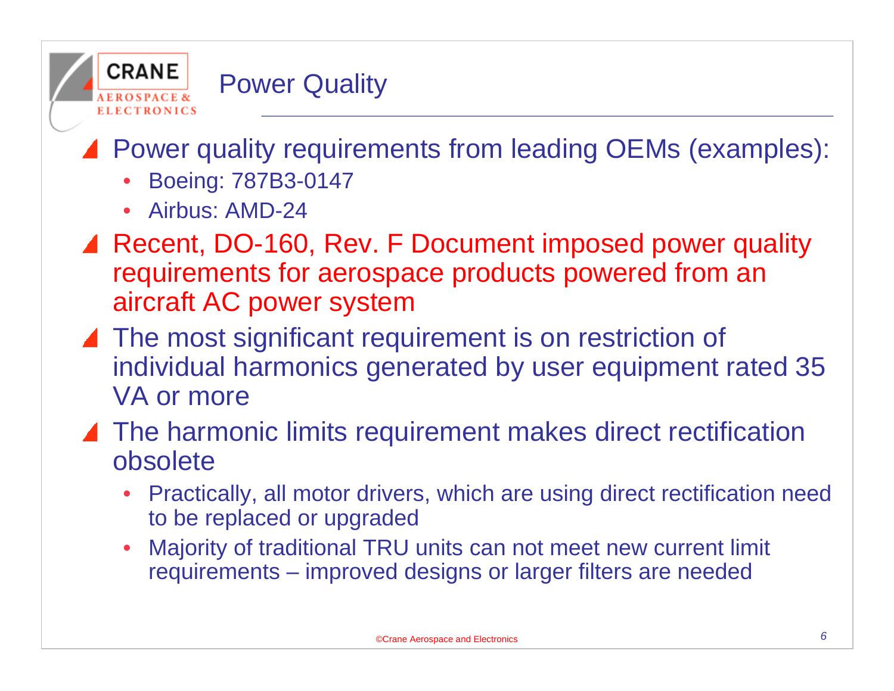# Power Quality

- Power quality requirements from leading OEMs (examples):
  - Boeing: 787B3-0147
  - Airbus: AMD-24
- Recent, DO-160, Rev. F Document imposed power quality requirements for aerospace products powered from an aircraft AC power system
- The most significant requirement is on restriction of individual harmonics generated by user equipment rated 35 VA or more
- The harmonic limits requirement makes direct rectification obsolete
  - Practically, all motor drivers, which are using direct rectification need to be replaced or upgraded
  - Majority of traditional TRU units can not meet new current limit requirements – improved designs or larger filters are needed

©Crane Aerospace and Electronics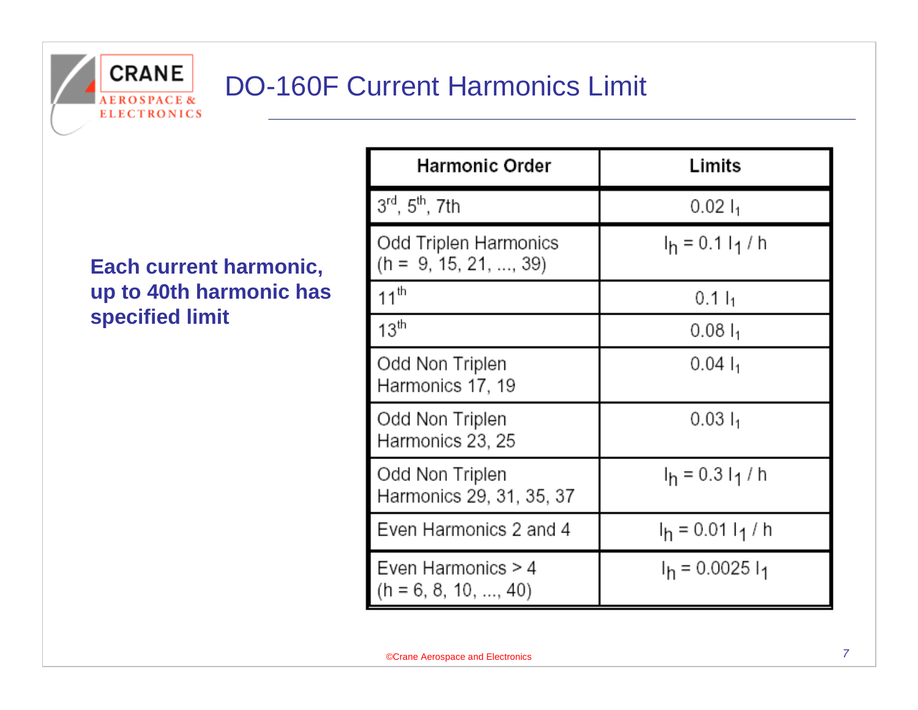# DO-160F Current Harmonics Limit

**Each current harmonic, up to 40th harmonic has specified limit**

| Harmonic Order | Limits |
|---|---|
| 3rd, 5th, 7th | $0.02\ I_1$ |
| Odd Triplen Harmonics (h = 9, 15, 21, ..., 39) | $I_h = 0.1\ I_1 / h$ |
| 11th | $0.1\ I_1$ |
| 13th | $0.08\ I_1$ |
| Odd Non Triplen Harmonics 17, 19 | $0.04\ I_1$ |
| Odd Non Triplen Harmonics 23, 25 | $0.03\ I_1$ |
| Odd Non Triplen Harmonics 29, 31, 35, 37 | $I_h = 0.3\ I_1 / h$ |
| Even Harmonics 2 and 4 | $I_h = 0.01\ I_1 / h$ |
| Even Harmonics > 4 (h = 6, 8, 10, ..., 40) | $I_h = 0.0025\ I_1$ |

©Crane Aerospace and Electronics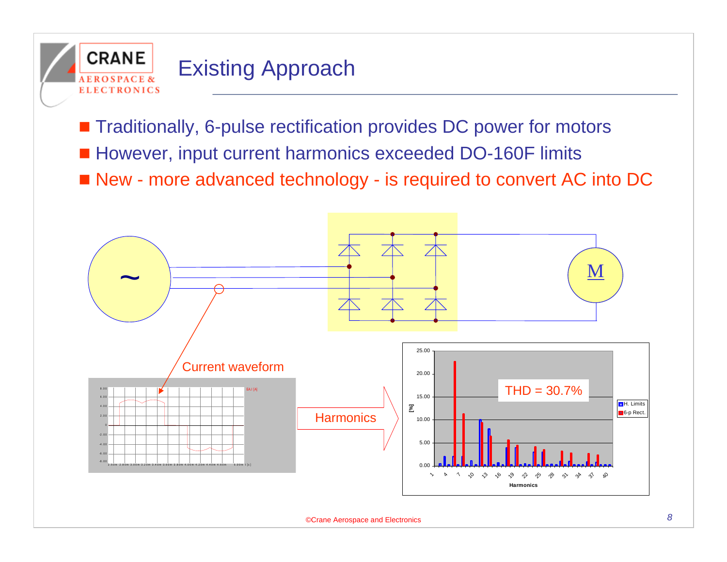# Existing Approach

- Traditionally, 6-pulse rectification provides DC power for motors
- However, input current harmonics exceeded DO-160F limits
- New - more advanced technology - is required to convert AC into DC

Current waveform

Harmonics

THD = 30.7%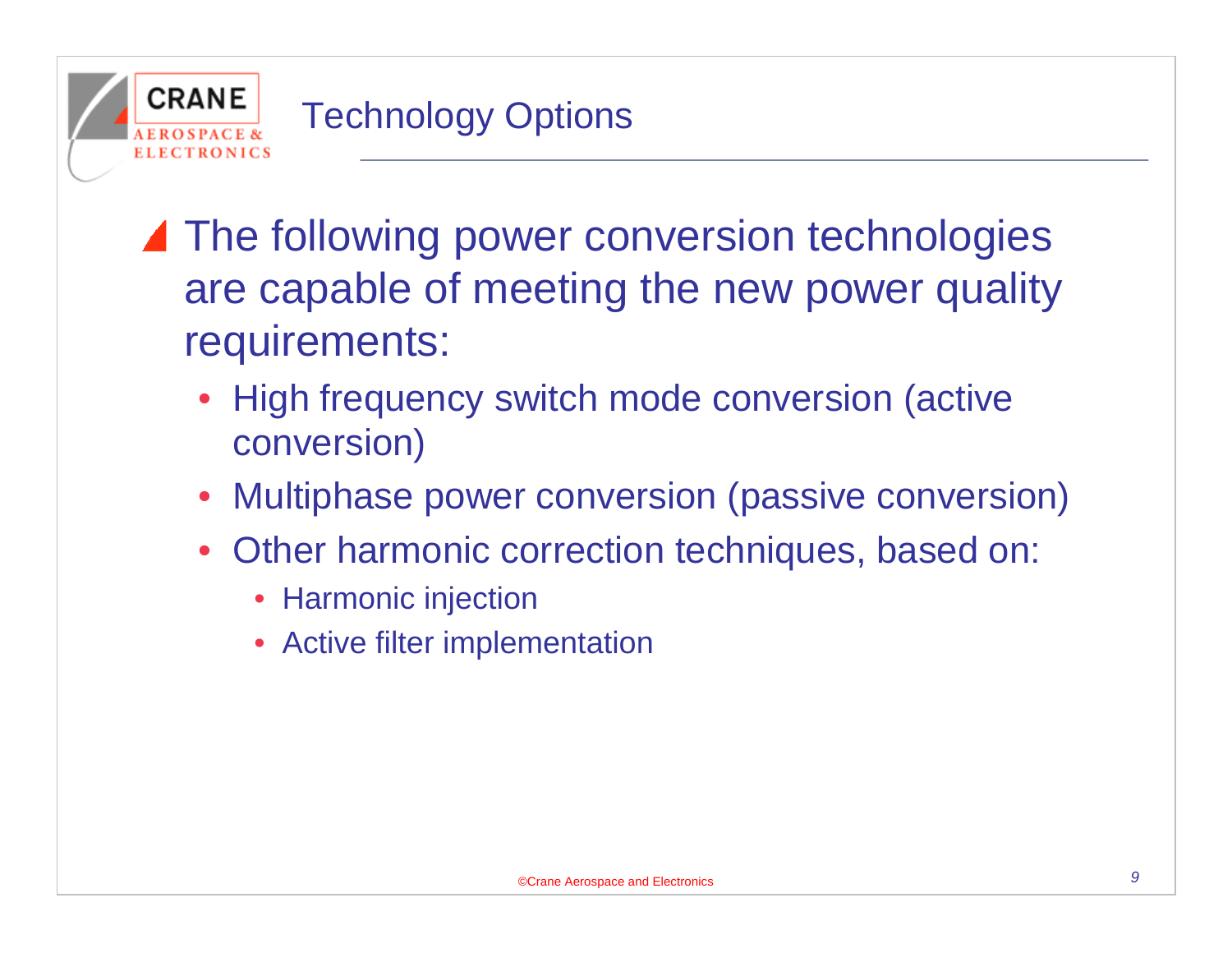# Technology Options

- The following power conversion technologies are capable of meeting the new power quality requirements:
  - High frequency switch mode conversion (active conversion)
  - Multiphase power conversion (passive conversion)
  - Other harmonic correction techniques, based on:
    - Harmonic injection
    - Active filter implementation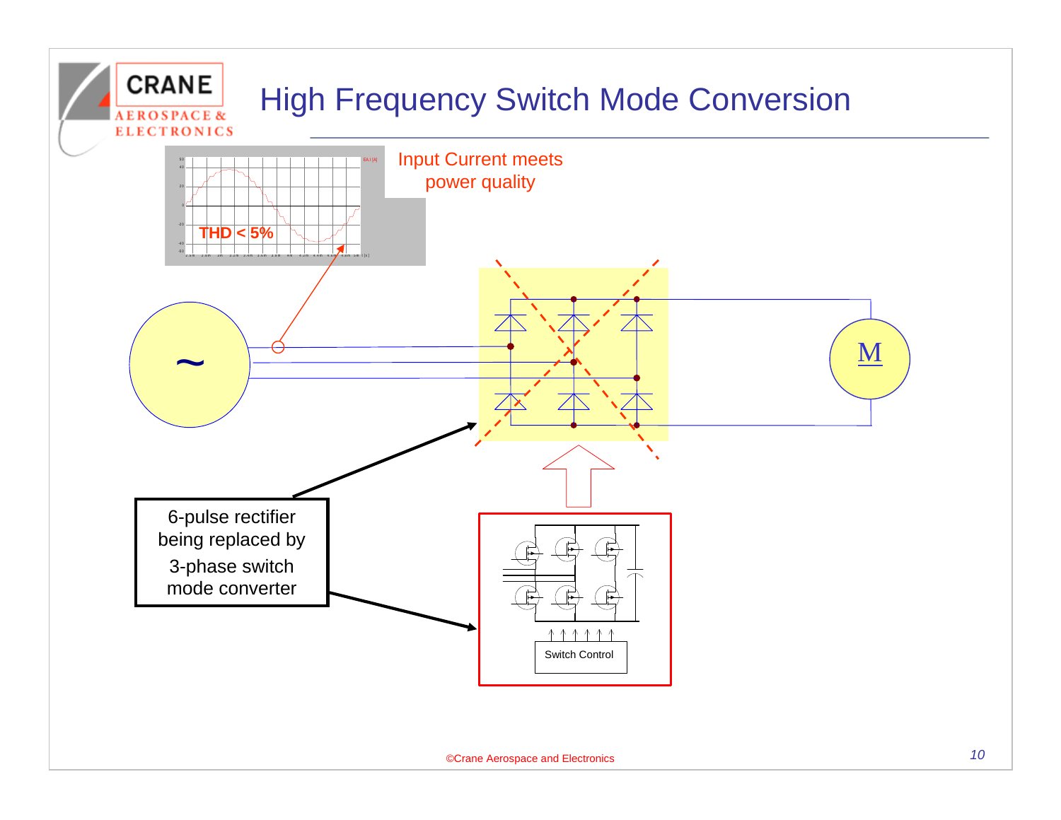# High Frequency Switch Mode Conversion

Input Current meets power quality

THD < 5%

~

M

6-pulse rectifier being replaced by 3-phase switch mode converter

Switch Control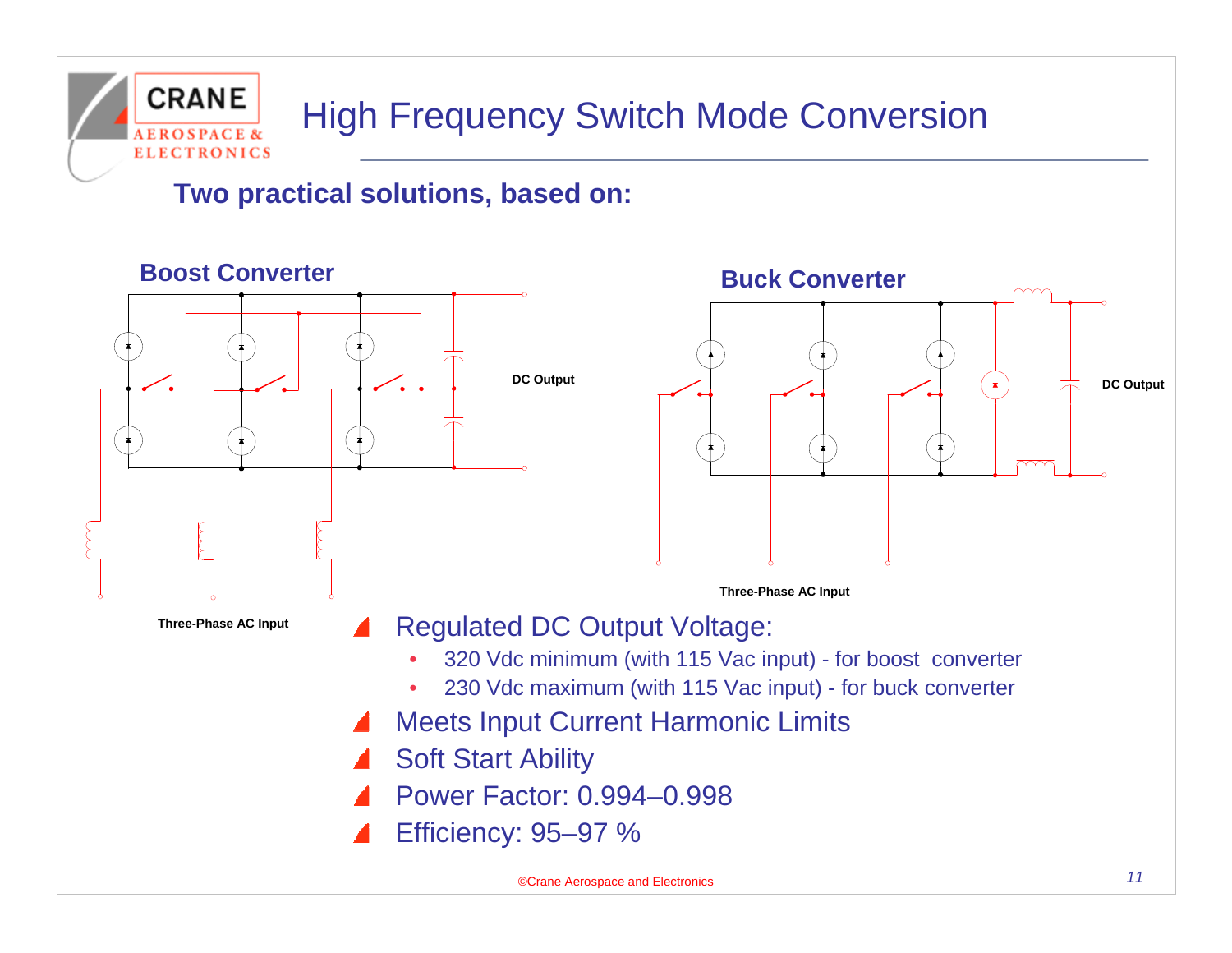# High Frequency Switch Mode Conversion

**Two practical solutions, based on:**

**Boost Converter**

DC Output

Three-Phase AC Input

**Buck Converter**

DC Output

Three-Phase AC Input

- Regulated DC Output Voltage:
  - 320 Vdc minimum (with 115 Vac input) - for boost converter
  - 230 Vdc maximum (with 115 Vac input) - for buck converter
- Meets Input Current Harmonic Limits
- Soft Start Ability
- Power Factor: 0.994–0.998
- Efficiency: 95–97 %

©Crane Aerospace and Electronics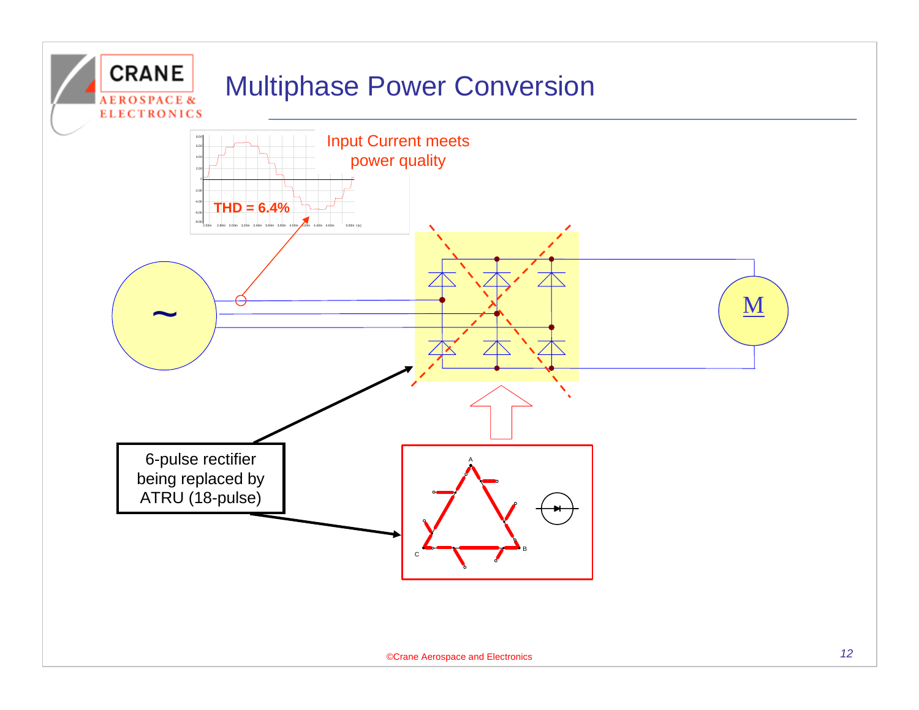# Multiphase Power Conversion

Input Current meets power quality

THD = 6.4%

6-pulse rectifier being replaced by ATRU (18-pulse)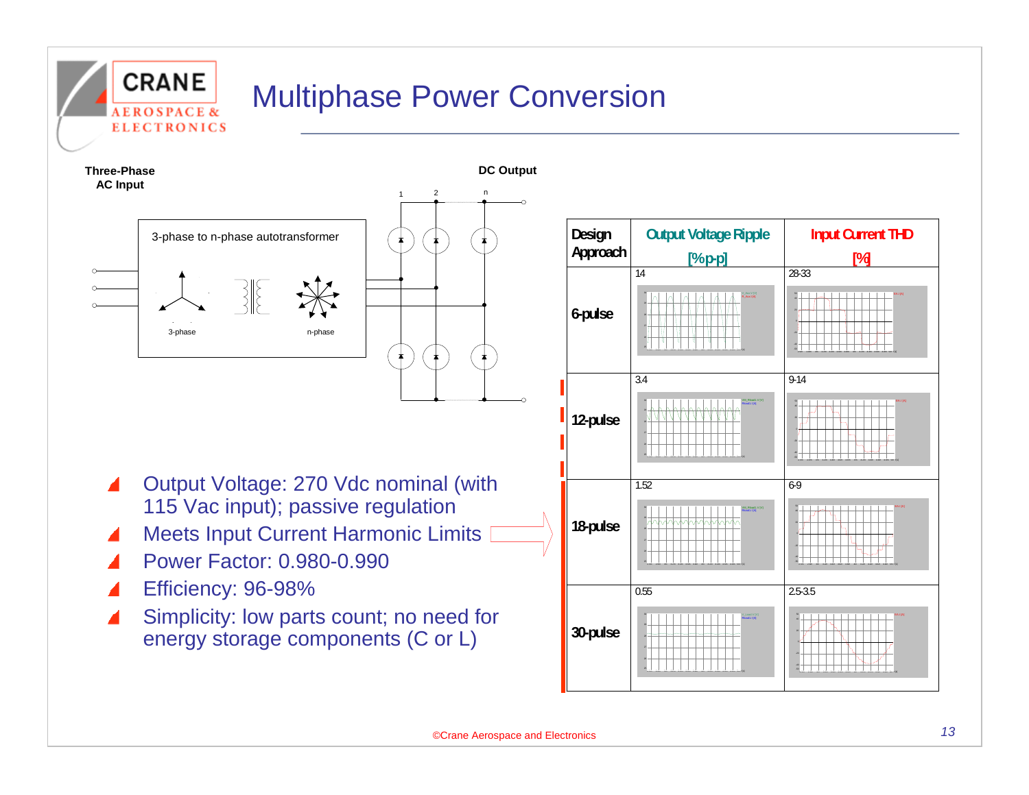# Multiphase Power Conversion

Three-Phase AC Input

DC Output

3-phase to n-phase autotransformer

3-phase

n-phase

- Output Voltage: 270 Vdc nominal (with 115 Vac input); passive regulation
- Meets Input Current Harmonic Limits
- Power Factor: 0.980-0.990
- Efficiency: 96-98%
- Simplicity: low parts count; no need for energy storage components (C or L)

| Design Approach | Output Voltage Ripple [%p-p] | Input Current THD [%] |
| --- | --- | --- |
| 6-pulse | 14 | 28-33 |
| 12-pulse | 3.4 | 9-14 |
| 18-pulse | 1.52 | 6-9 |
| 30-pulse | 0.55 | 2.5-3.5 |

©Crane Aerospace and Electronics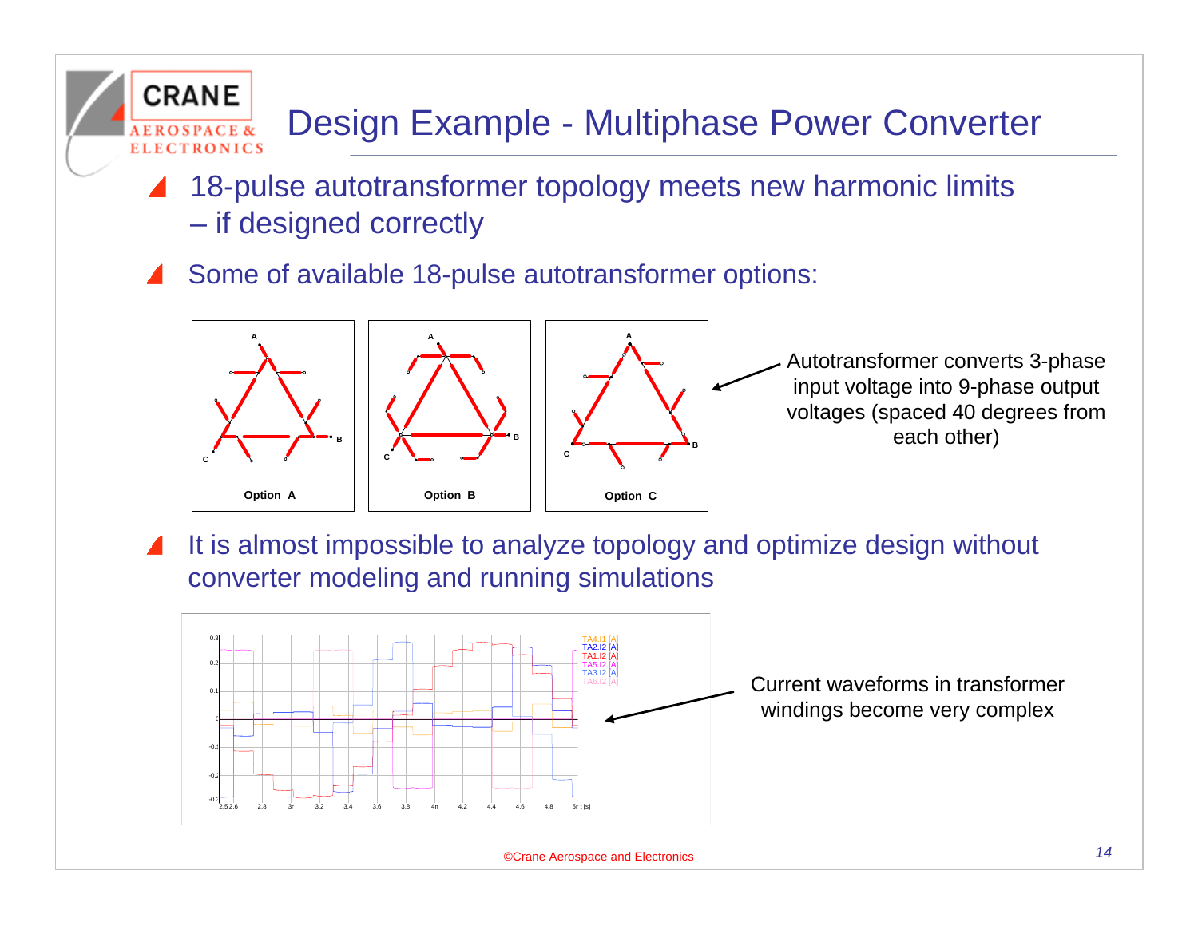# Design Example - Multiphase Power Converter

- 18-pulse autotransformer topology meets new harmonic limits – if designed correctly
- Some of available 18-pulse autotransformer options:

Option A | Option B | Option C

Autotransformer converts 3-phase input voltage into 9-phase output voltages (spaced 40 degrees from each other)

- It is almost impossible to analyze topology and optimize design without converter modeling and running simulations

Current waveforms in transformer windings become very complex

©Crane Aerospace and Electronics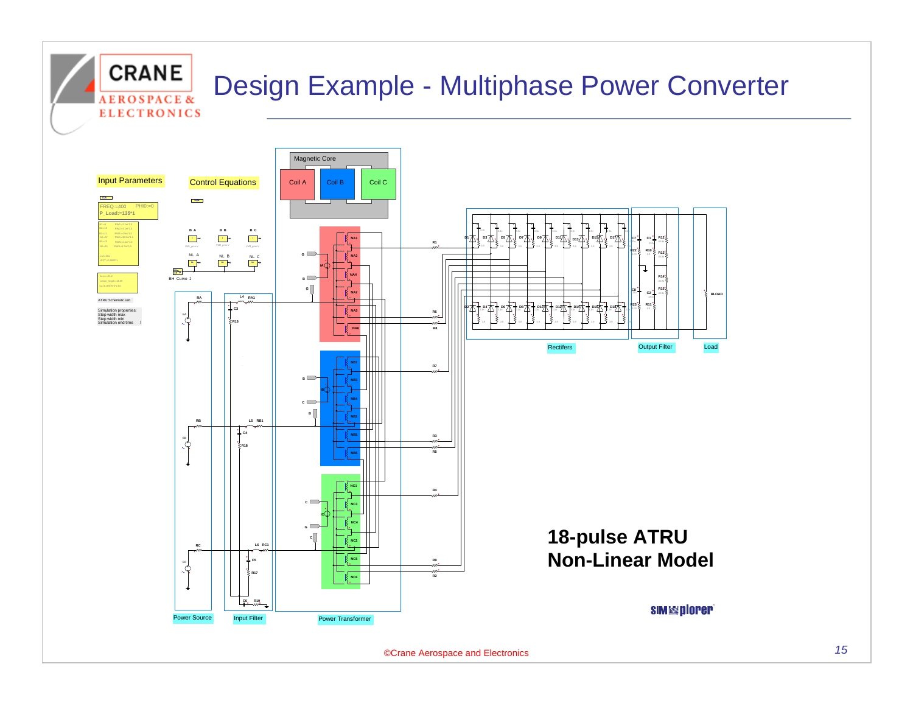# Design Example - Multiphase Power Converter

Input Parameters

Control Equations

FREQ:=400 PHI0:=0
P_Load:=135*1

Magnetic Core

Coil A | Coil B | Coil C

BH Curve 2

ATRU Schematic.ssh

Simulation properties:
Step width max
Step width min
Simulation end time

Power Source | Input Filter | Power Transformer

Rectifiers | Output Filter | Load

**18-pulse ATRU**
**Non-Linear Model**

SIMplorer

©Crane Aerospace and Electronics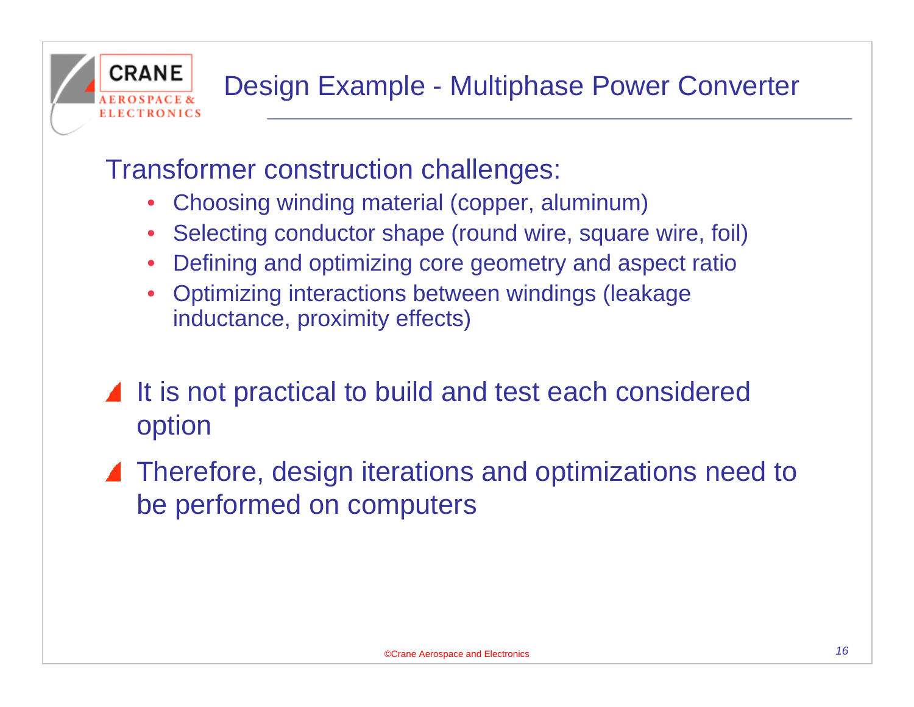# Design Example - Multiphase Power Converter

Transformer construction challenges:

- Choosing winding material (copper, aluminum)
- Selecting conductor shape (round wire, square wire, foil)
- Defining and optimizing core geometry and aspect ratio
- Optimizing interactions between windings (leakage inductance, proximity effects)

- It is not practical to build and test each considered option
- Therefore, design iterations and optimizations need to be performed on computers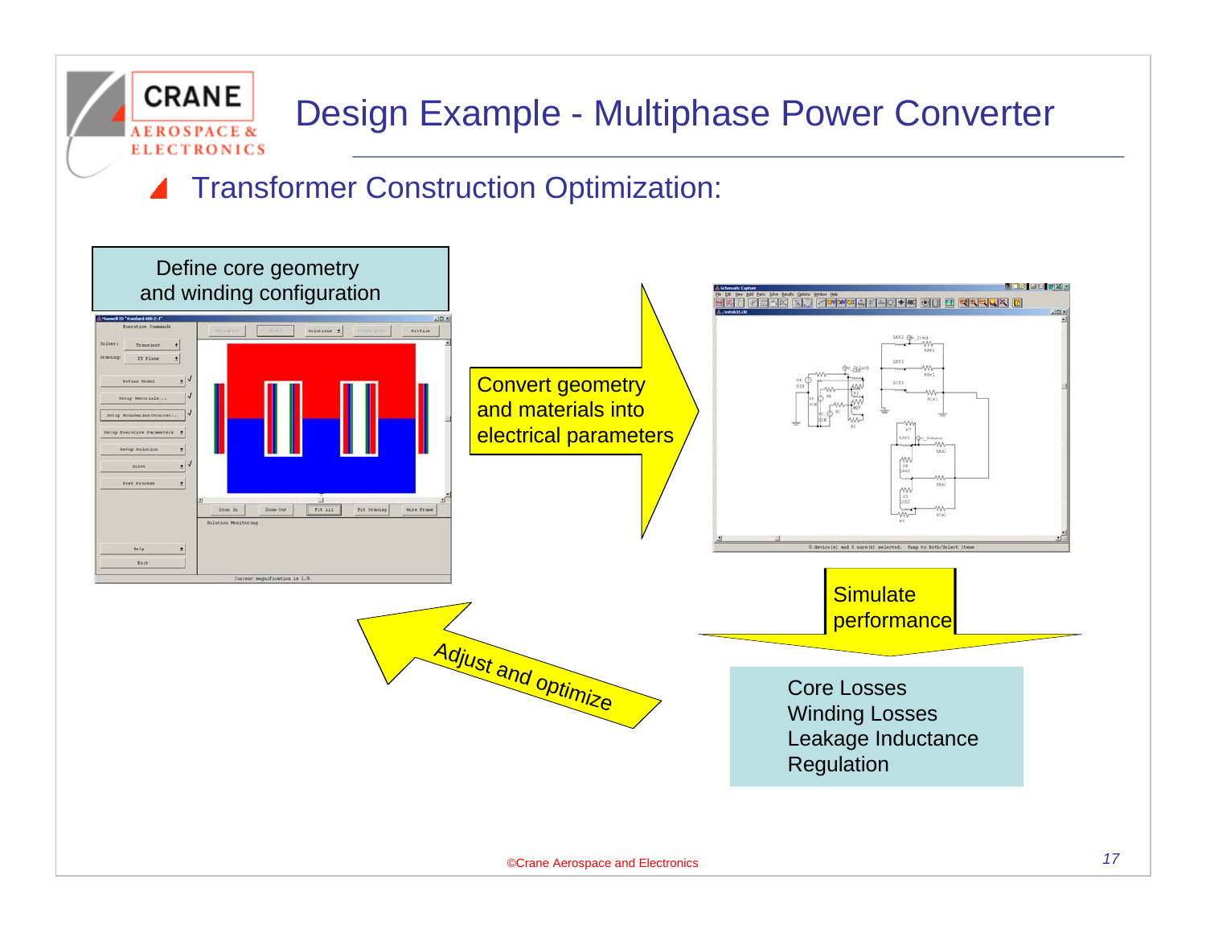# Design Example - Multiphase Power Converter

## Transformer Construction Optimization:

Define core geometry and winding configuration

Convert geometry and materials into electrical parameters

Simulate performance

- Core Losses
- Winding Losses
- Leakage Inductance
- Regulation

Adjust and optimize

©Crane Aerospace and Electronics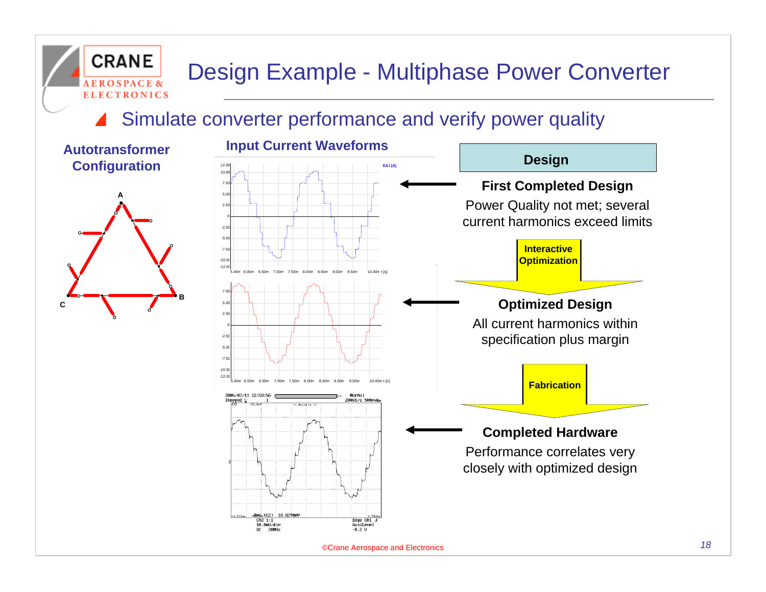# Design Example - Multiphase Power Converter

- Simulate converter performance and verify power quality

**Autotransformer Configuration**

A

B

C

**Input Current Waveforms**

**Design**

**First Completed Design**

Power Quality not met; several current harmonics exceed limits

**Interactive Optimization**

**Optimized Design**

All current harmonics within specification plus margin

**Fabrication**

**Completed Hardware**

Performance correlates very closely with optimized design

©Crane Aerospace and Electronics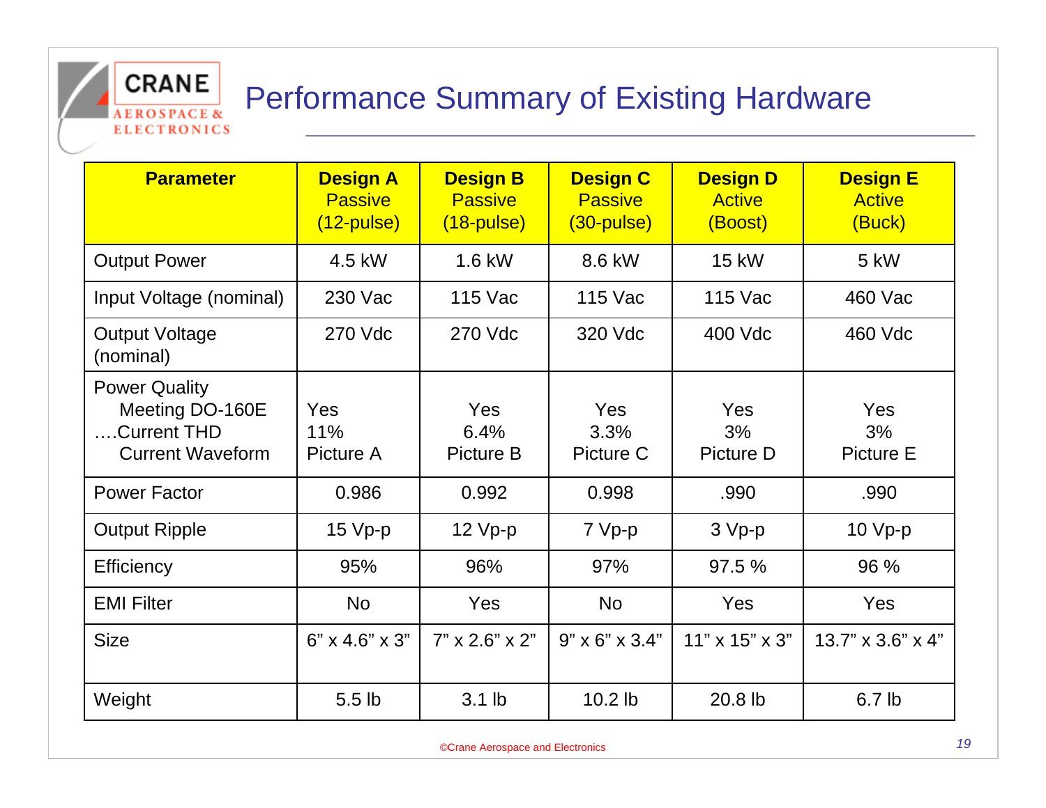# Performance Summary of Existing Hardware

| Parameter | Design A Passive (12-pulse) | Design B Passive (18-pulse) | Design C Passive (30-pulse) | Design D Active (Boost) | Design E Active (Buck) |
|---|---|---|---|---|---|
| Output Power | 4.5 kW | 1.6 kW | 8.6 kW | 15 kW | 5 kW |
| Input Voltage (nominal) | 230 Vac | 115 Vac | 115 Vac | 115 Vac | 460 Vac |
| Output Voltage (nominal) | 270 Vdc | 270 Vdc | 320 Vdc | 400 Vdc | 460 Vdc |
| Power Quality<br>Meeting DO-160E<br>….Current THD<br>Current Waveform | Yes<br>11%<br>Picture A | Yes<br>6.4%<br>Picture B | Yes<br>3.3%<br>Picture C | Yes<br>3%<br>Picture D | Yes<br>3%<br>Picture E |
| Power Factor | 0.986 | 0.992 | 0.998 | .990 | .990 |
| Output Ripple | 15 Vp-p | 12 Vp-p | 7 Vp-p | 3 Vp-p | 10 Vp-p |
| Efficiency | 95% | 96% | 97% | 97.5 % | 96 % |
| EMI Filter | No | Yes | No | Yes | Yes |
| Size | 6” x 4.6” x 3” | 7” x 2.6” x 2” | 9” x 6” x 3.4” | 11” x 15” x 3” | 13.7” x 3.6” x 4” |
| Weight | 5.5 lb | 3.1 lb | 10.2 lb | 20.8 lb | 6.7 lb |

©Crane Aerospace and Electronics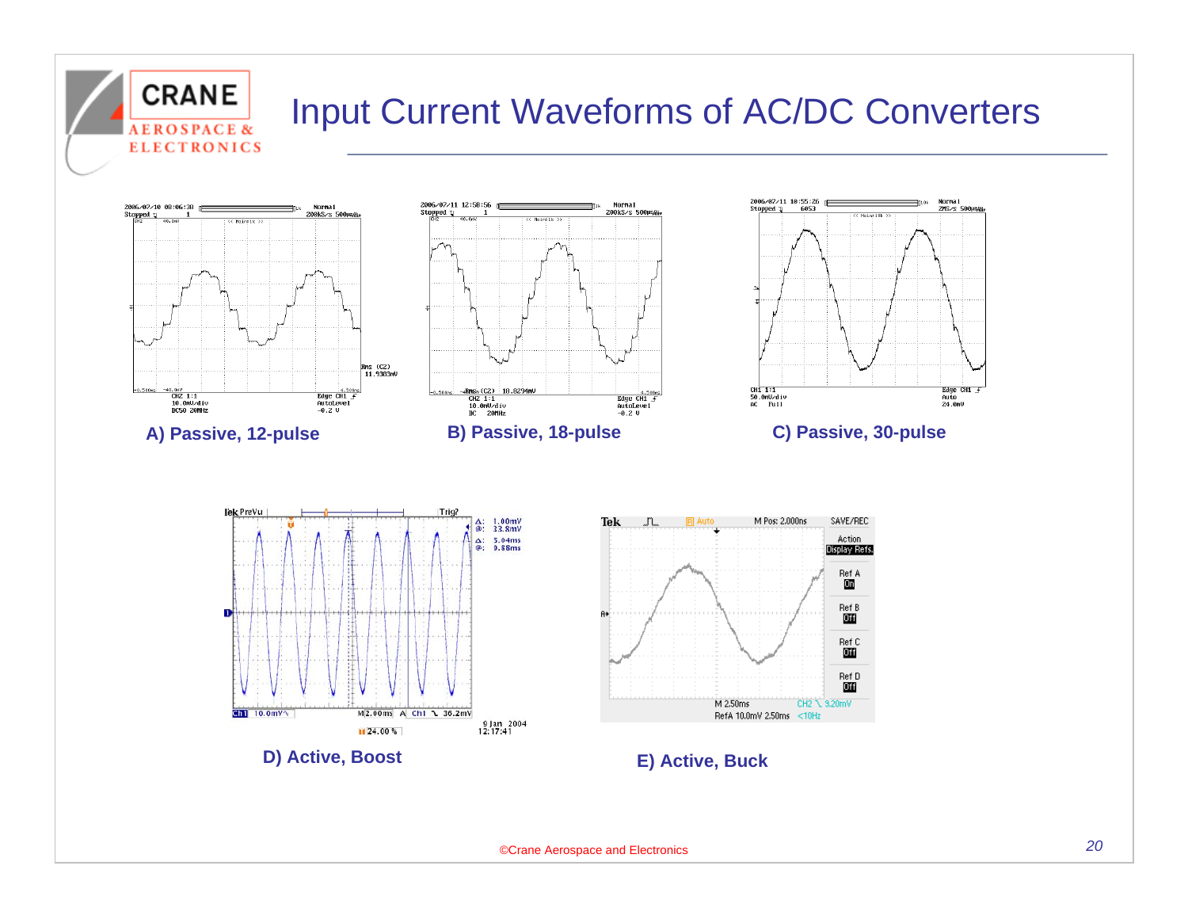# Input Current Waveforms of AC/DC Converters

A) Passive, 12-pulse

B) Passive, 18-pulse

C) Passive, 30-pulse

D) Active, Boost

E) Active, Buck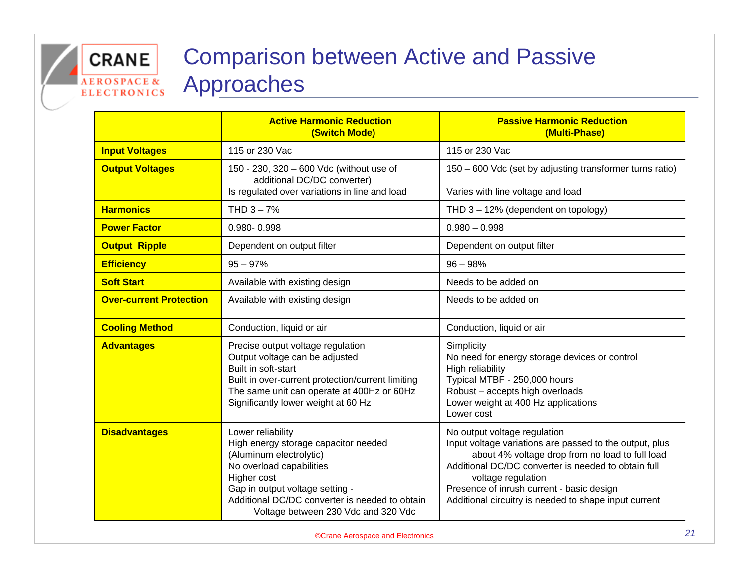# Comparison between Active and Passive Approaches

| | Active Harmonic Reduction (Switch Mode) | Passive Harmonic Reduction (Multi-Phase) |
|---|---|---|
| **Input Voltages** | 115 or 230 Vac | 115 or 230 Vac |
| **Output Voltages** | 150 - 230, 320 – 600 Vdc (without use of additional DC/DC converter)<br>Is regulated over variations in line and load | 150 – 600 Vdc (set by adjusting transformer turns ratio)<br><br>Varies with line voltage and load |
| **Harmonics** | THD 3 – 7% | THD 3 – 12% (dependent on topology) |
| **Power Factor** | 0.980- 0.998 | 0.980 – 0.998 |
| **Output Ripple** | Dependent on output filter | Dependent on output filter |
| **Efficiency** | 95 – 97% | 96 – 98% |
| **Soft Start** | Available with existing design | Needs to be added on |
| **Over-current Protection** | Available with existing design | Needs to be added on |
| **Cooling Method** | Conduction, liquid or air | Conduction, liquid or air |
| **Advantages** | Precise output voltage regulation<br>Output voltage can be adjusted<br>Built in soft-start<br>Built in over-current protection/current limiting<br>The same unit can operate at 400Hz or 60Hz<br>Significantly lower weight at 60 Hz | Simplicity<br>No need for energy storage devices or control<br>High reliability<br>Typical MTBF - 250,000 hours<br>Robust – accepts high overloads<br>Lower weight at 400 Hz applications<br>Lower cost |
| **Disadvantages** | Lower reliability<br>High energy storage capacitor needed (Aluminum electrolytic)<br>No overload capabilities<br>Higher cost<br>Gap in output voltage setting -<br>Additional DC/DC converter is needed to obtain Voltage between 230 Vdc and 320 Vdc | No output voltage regulation<br>Input voltage variations are passed to the output, plus about 4% voltage drop from no load to full load<br>Additional DC/DC converter is needed to obtain full voltage regulation<br>Presence of inrush current - basic design<br>Additional circuitry is needed to shape input current |

©Crane Aerospace and Electronics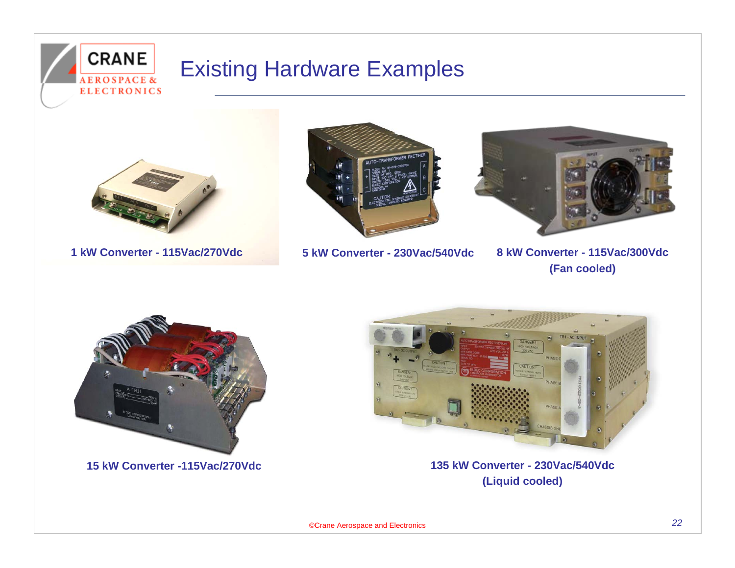# Existing Hardware Examples

**1 kW Converter - 115Vac/270Vdc**

**5 kW Converter - 230Vac/540Vdc**

**8 kW Converter - 115Vac/300Vdc (Fan cooled)**

**15 kW Converter -115Vac/270Vdc**

**135 kW Converter - 230Vac/540Vdc (Liquid cooled)**

©Crane Aerospace and Electronics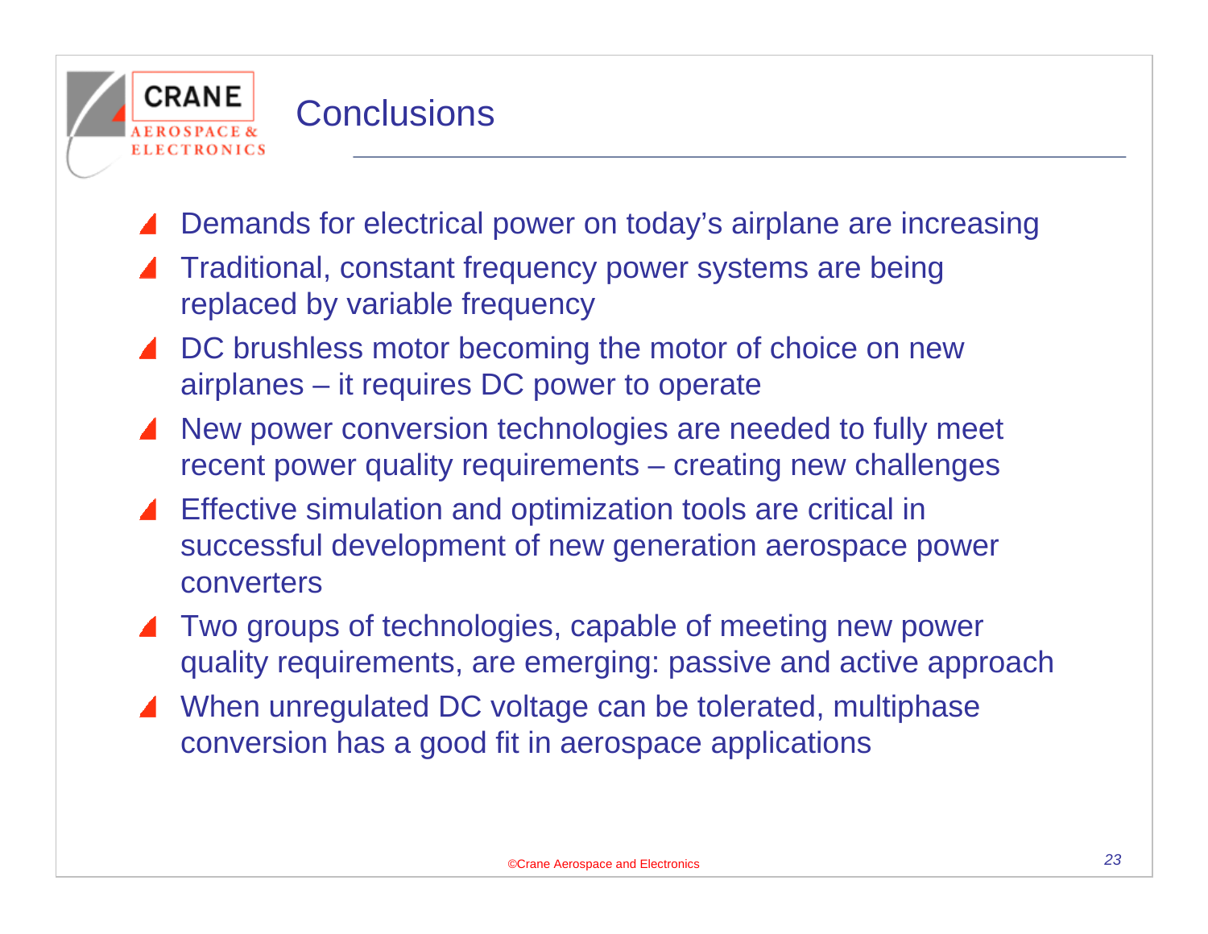# Conclusions

- Demands for electrical power on today's airplane are increasing
- Traditional, constant frequency power systems are being replaced by variable frequency
- DC brushless motor becoming the motor of choice on new airplanes – it requires DC power to operate
- New power conversion technologies are needed to fully meet recent power quality requirements – creating new challenges
- Effective simulation and optimization tools are critical in successful development of new generation aerospace power converters
- Two groups of technologies, capable of meeting new power quality requirements, are emerging: passive and active approach
- When unregulated DC voltage can be tolerated, multiphase conversion has a good fit in aerospace applications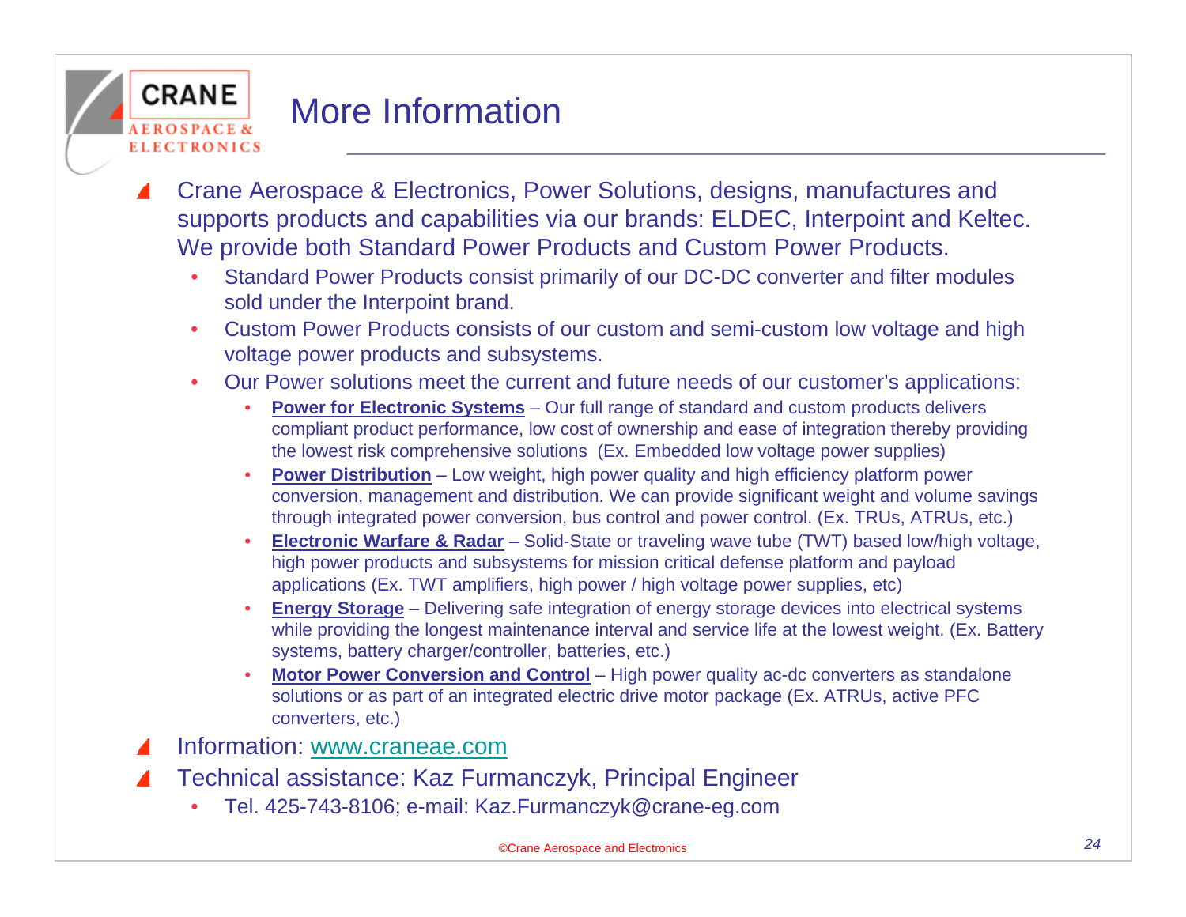# More Information

- Crane Aerospace & Electronics, Power Solutions, designs, manufactures and supports products and capabilities via our brands: ELDEC, Interpoint and Keltec. We provide both Standard Power Products and Custom Power Products.
  - Standard Power Products consist primarily of our DC-DC converter and filter modules sold under the Interpoint brand.
  - Custom Power Products consists of our custom and semi-custom low voltage and high voltage power products and subsystems.
  - Our Power solutions meet the current and future needs of our customer's applications:
    - **Power for Electronic Systems** – Our full range of standard and custom products delivers compliant product performance, low cost of ownership and ease of integration thereby providing the lowest risk comprehensive solutions (Ex. Embedded low voltage power supplies)
    - **Power Distribution** – Low weight, high power quality and high efficiency platform power conversion, management and distribution. We can provide significant weight and volume savings through integrated power conversion, bus control and power control. (Ex. TRUs, ATRUs, etc.)
    - **Electronic Warfare & Radar** – Solid-State or traveling wave tube (TWT) based low/high voltage, high power products and subsystems for mission critical defense platform and payload applications (Ex. TWT amplifiers, high power / high voltage power supplies, etc)
    - **Energy Storage** – Delivering safe integration of energy storage devices into electrical systems while providing the longest maintenance interval and service life at the lowest weight. (Ex. Battery systems, battery charger/controller, batteries, etc.)
    - **Motor Power Conversion and Control** – High power quality ac-dc converters as standalone solutions or as part of an integrated electric drive motor package (Ex. ATRUs, active PFC converters, etc.)
- Information: www.craneae.com
- Technical assistance: Kaz Furmanczyk, Principal Engineer
  - Tel. 425-743-8106; e-mail: Kaz.Furmanczyk@crane-eg.com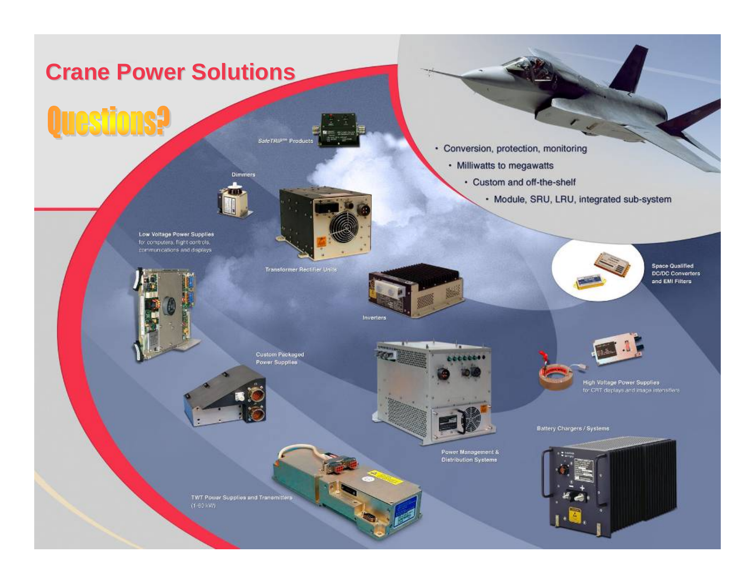# Crane Power Solutions

## Questions?

- Conversion, protection, monitoring
  - Milliwatts to megawatts
    - Custom and off-the-shelf
      - Module, SRU, LRU, integrated sub-system

SafeTRIP™ Products

Dimmers

Low Voltage Power Supplies for computers, flight controls, communications and displays

Transformer Rectifier Units

Inverters

Space Qualified DC/DC Converters and EMI Filters

Custom Packaged Power Supplies

High Voltage Power Supplies for CRT displays and image intensifiers

Battery Chargers / Systems

Power Management & Distribution Systems

TWT Power Supplies and Transmitters (1-60 kW)